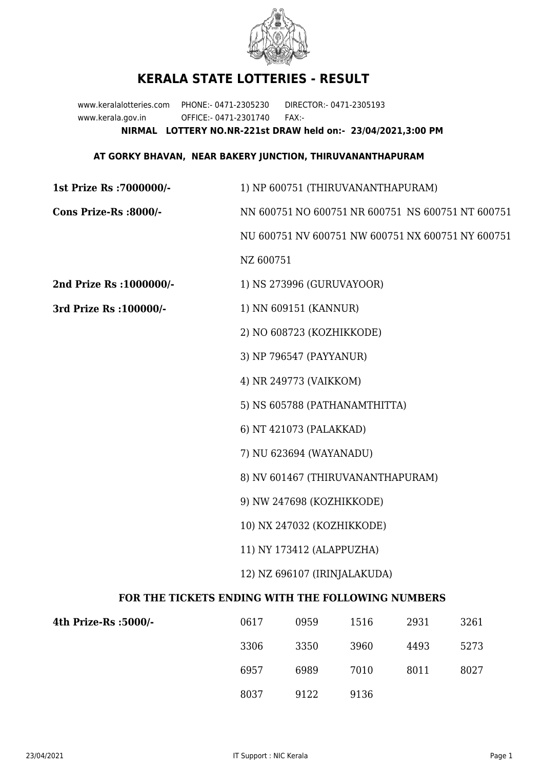# KERALA STATE LOTTERIES - RESULT

www.keralalotteries.com PHONE:- 0471-2305230 DIRECTOR:- 0471-2305193
www.kerala.gov.in OFFICE:- 0471-2301740 FAX:-

**NIRMAL LOTTERY NO.NR-221st DRAW held on:- 23/04/2021,3:00 PM**

**AT GORKY BHAVAN, NEAR BAKERY JUNCTION, THIRUVANANTHAPURAM**

**1st Prize Rs :7000000/-** 1) NP 600751 (THIRUVANANTHAPURAM)

**Cons Prize-Rs :8000/-** NN 600751 NO 600751 NR 600751 NS 600751 NT 600751 NU 600751 NV 600751 NW 600751 NX 600751 NY 600751 NZ 600751

**2nd Prize Rs :1000000/-** 1) NS 273996 (GURUVAYOOR)

**3rd Prize Rs :100000/-**

1) NN 609151 (KANNUR)
2) NO 608723 (KOZHIKKODE)
3) NP 796547 (PAYYANUR)
4) NR 249773 (VAIKKOM)
5) NS 605788 (PATHANAMTHITTA)
6) NT 421073 (PALAKKAD)
7) NU 623694 (WAYANADU)
8) NV 601467 (THIRUVANANTHAPURAM)
9) NW 247698 (KOZHIKKODE)
10) NX 247032 (KOZHIKKODE)
11) NY 173412 (ALAPPUZHA)
12) NZ 696107 (IRINJALAKUDA)

## FOR THE TICKETS ENDING WITH THE FOLLOWING NUMBERS

**4th Prize-Rs :5000/-**

| | | | | |
|---|---|---|---|---|
| 0617 | 0959 | 1516 | 2931 | 3261 |
| 3306 | 3350 | 3960 | 4493 | 5273 |
| 6957 | 6989 | 7010 | 8011 | 8027 |
| 8037 | 9122 | 9136 | | |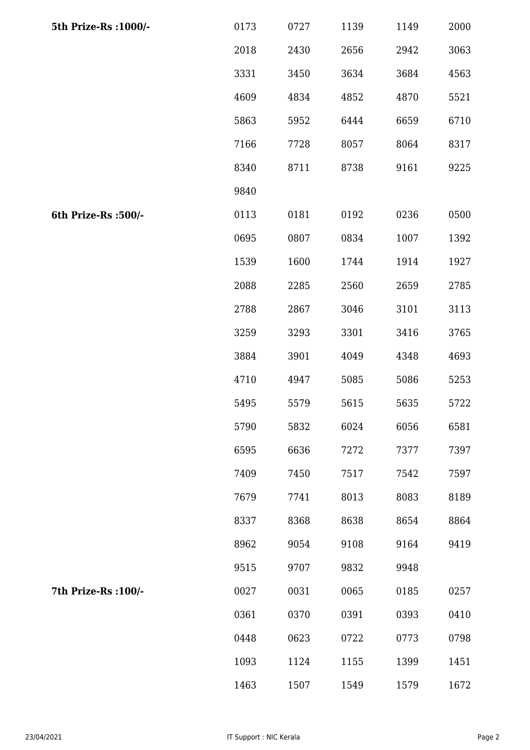| | | | | | |
|---|---|---|---|---|---|
| **5th Prize-Rs :1000/-** | 0173 | 0727 | 1139 | 1149 | 2000 |
| | 2018 | 2430 | 2656 | 2942 | 3063 |
| | 3331 | 3450 | 3634 | 3684 | 4563 |
| | 4609 | 4834 | 4852 | 4870 | 5521 |
| | 5863 | 5952 | 6444 | 6659 | 6710 |
| | 7166 | 7728 | 8057 | 8064 | 8317 |
| | 8340 | 8711 | 8738 | 9161 | 9225 |
| | 9840 | | | | |
| **6th Prize-Rs :500/-** | 0113 | 0181 | 0192 | 0236 | 0500 |
| | 0695 | 0807 | 0834 | 1007 | 1392 |
| | 1539 | 1600 | 1744 | 1914 | 1927 |
| | 2088 | 2285 | 2560 | 2659 | 2785 |
| | 2788 | 2867 | 3046 | 3101 | 3113 |
| | 3259 | 3293 | 3301 | 3416 | 3765 |
| | 3884 | 3901 | 4049 | 4348 | 4693 |
| | 4710 | 4947 | 5085 | 5086 | 5253 |
| | 5495 | 5579 | 5615 | 5635 | 5722 |
| | 5790 | 5832 | 6024 | 6056 | 6581 |
| | 6595 | 6636 | 7272 | 7377 | 7397 |
| | 7409 | 7450 | 7517 | 7542 | 7597 |
| | 7679 | 7741 | 8013 | 8083 | 8189 |
| | 8337 | 8368 | 8638 | 8654 | 8864 |
| | 8962 | 9054 | 9108 | 9164 | 9419 |
| | 9515 | 9707 | 9832 | 9948 | |
| **7th Prize-Rs :100/-** | 0027 | 0031 | 0065 | 0185 | 0257 |
| | 0361 | 0370 | 0391 | 0393 | 0410 |
| | 0448 | 0623 | 0722 | 0773 | 0798 |
| | 1093 | 1124 | 1155 | 1399 | 1451 |
| | 1463 | 1507 | 1549 | 1579 | 1672 |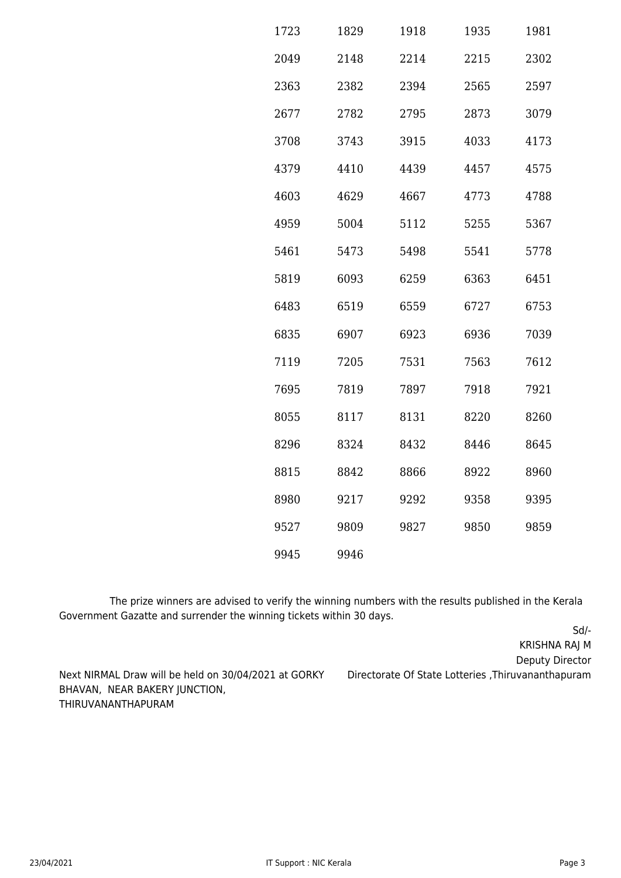| | | | | |
|---|---|---|---|---|
| 1723 | 1829 | 1918 | 1935 | 1981 |
| 2049 | 2148 | 2214 | 2215 | 2302 |
| 2363 | 2382 | 2394 | 2565 | 2597 |
| 2677 | 2782 | 2795 | 2873 | 3079 |
| 3708 | 3743 | 3915 | 4033 | 4173 |
| 4379 | 4410 | 4439 | 4457 | 4575 |
| 4603 | 4629 | 4667 | 4773 | 4788 |
| 4959 | 5004 | 5112 | 5255 | 5367 |
| 5461 | 5473 | 5498 | 5541 | 5778 |
| 5819 | 6093 | 6259 | 6363 | 6451 |
| 6483 | 6519 | 6559 | 6727 | 6753 |
| 6835 | 6907 | 6923 | 6936 | 7039 |
| 7119 | 7205 | 7531 | 7563 | 7612 |
| 7695 | 7819 | 7897 | 7918 | 7921 |
| 8055 | 8117 | 8131 | 8220 | 8260 |
| 8296 | 8324 | 8432 | 8446 | 8645 |
| 8815 | 8842 | 8866 | 8922 | 8960 |
| 8980 | 9217 | 9292 | 9358 | 9395 |
| 9527 | 9809 | 9827 | 9850 | 9859 |
| 9945 | 9946 | | | |

The prize winners are advised to verify the winning numbers with the results published in the Kerala Government Gazatte and surrender the winning tickets within 30 days.

Sd/-
KRISHNA RAJ M
Deputy Director
Directorate Of State Lotteries ,Thiruvananthapuram

Next NIRMAL Draw will be held on 30/04/2021 at GORKY BHAVAN, NEAR BAKERY JUNCTION, THIRUVANANTHAPURAM